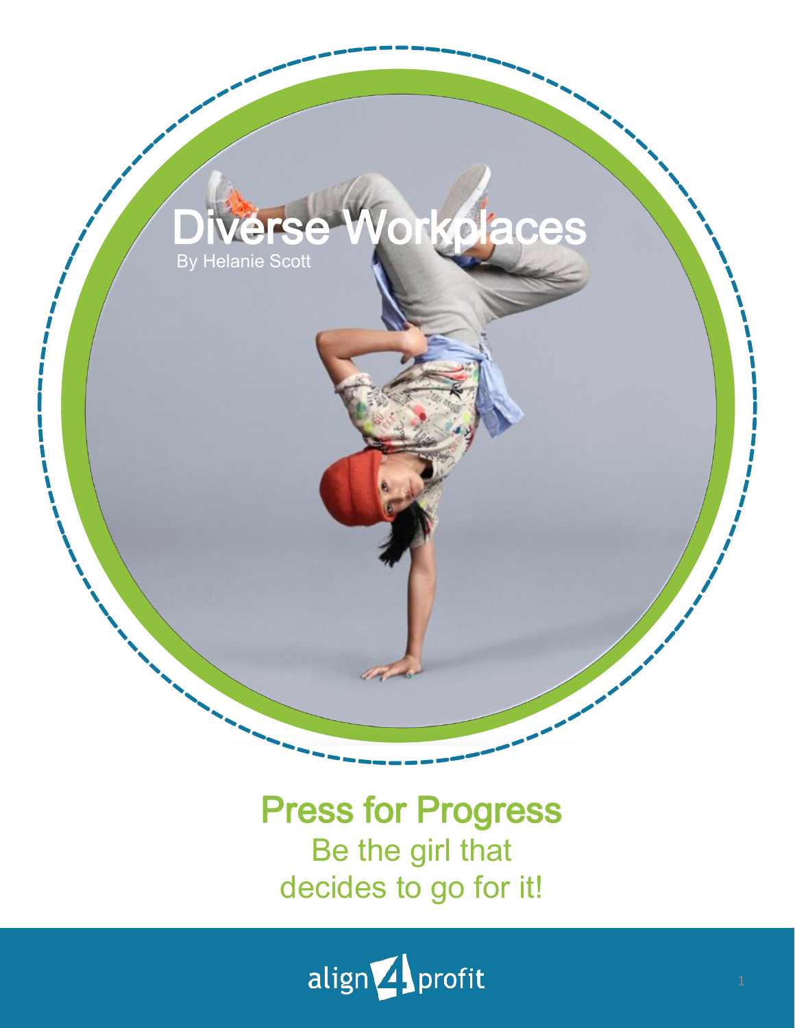# Diverse Workplaces

By Helanie Scott

## Press for Progress

Be the girl that decides to go for it!

align4profit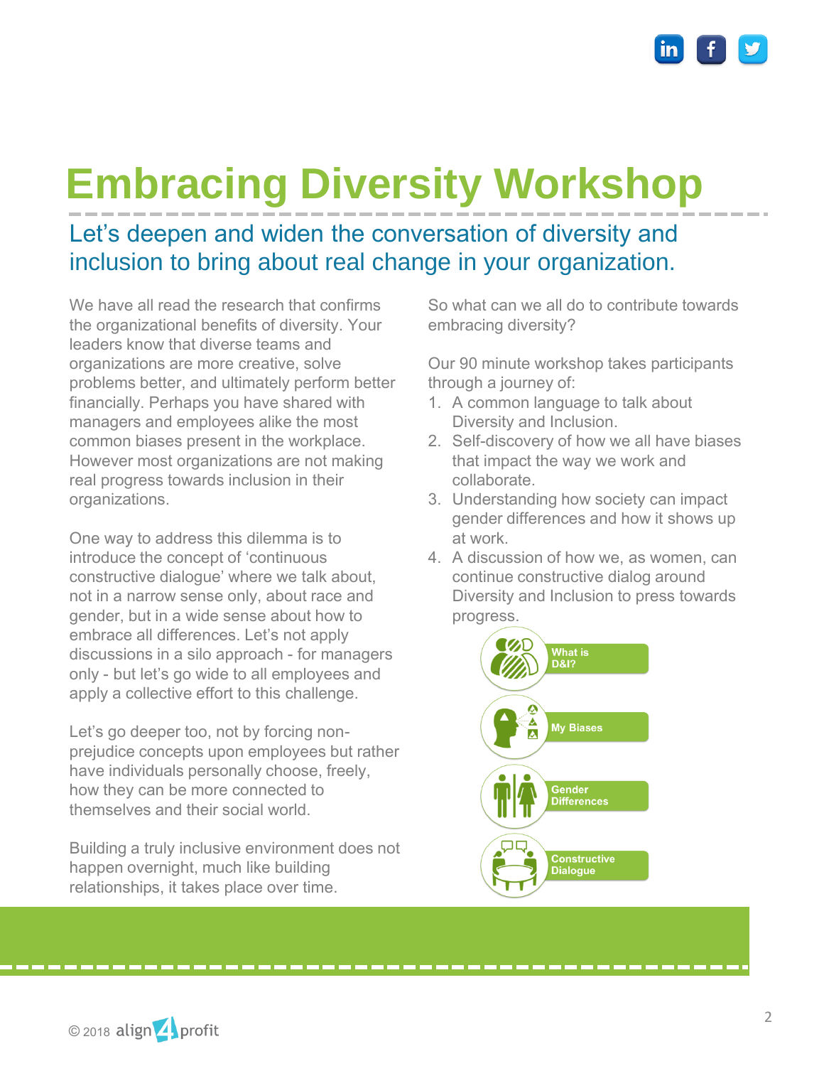# Embracing Diversity Workshop

## Let's deepen and widen the conversation of diversity and inclusion to bring about real change in your organization.

We have all read the research that confirms the organizational benefits of diversity. Your leaders know that diverse teams and organizations are more creative, solve problems better, and ultimately perform better financially. Perhaps you have shared with managers and employees alike the most common biases present in the workplace. However most organizations are not making real progress towards inclusion in their organizations.

One way to address this dilemma is to introduce the concept of 'continuous constructive dialogue' where we talk about, not in a narrow sense only, about race and gender, but in a wide sense about how to embrace all differences. Let's not apply discussions in a silo approach - for managers only - but let's go wide to all employees and apply a collective effort to this challenge.

Let's go deeper too, not by forcing non-prejudice concepts upon employees but rather have individuals personally choose, freely, how they can be more connected to themselves and their social world.

Building a truly inclusive environment does not happen overnight, much like building relationships, it takes place over time.

So what can we all do to contribute towards embracing diversity?

Our 90 minute workshop takes participants through a journey of:

1. A common language to talk about Diversity and Inclusion.
2. Self-discovery of how we all have biases that impact the way we work and collaborate.
3. Understanding how society can impact gender differences and how it shows up at work.
4. A discussion of how we, as women, can continue constructive dialog around Diversity and Inclusion to press towards progress.

What is D&I?

My Biases

Gender Differences

Constructive Dialogue

© 2018 align4profit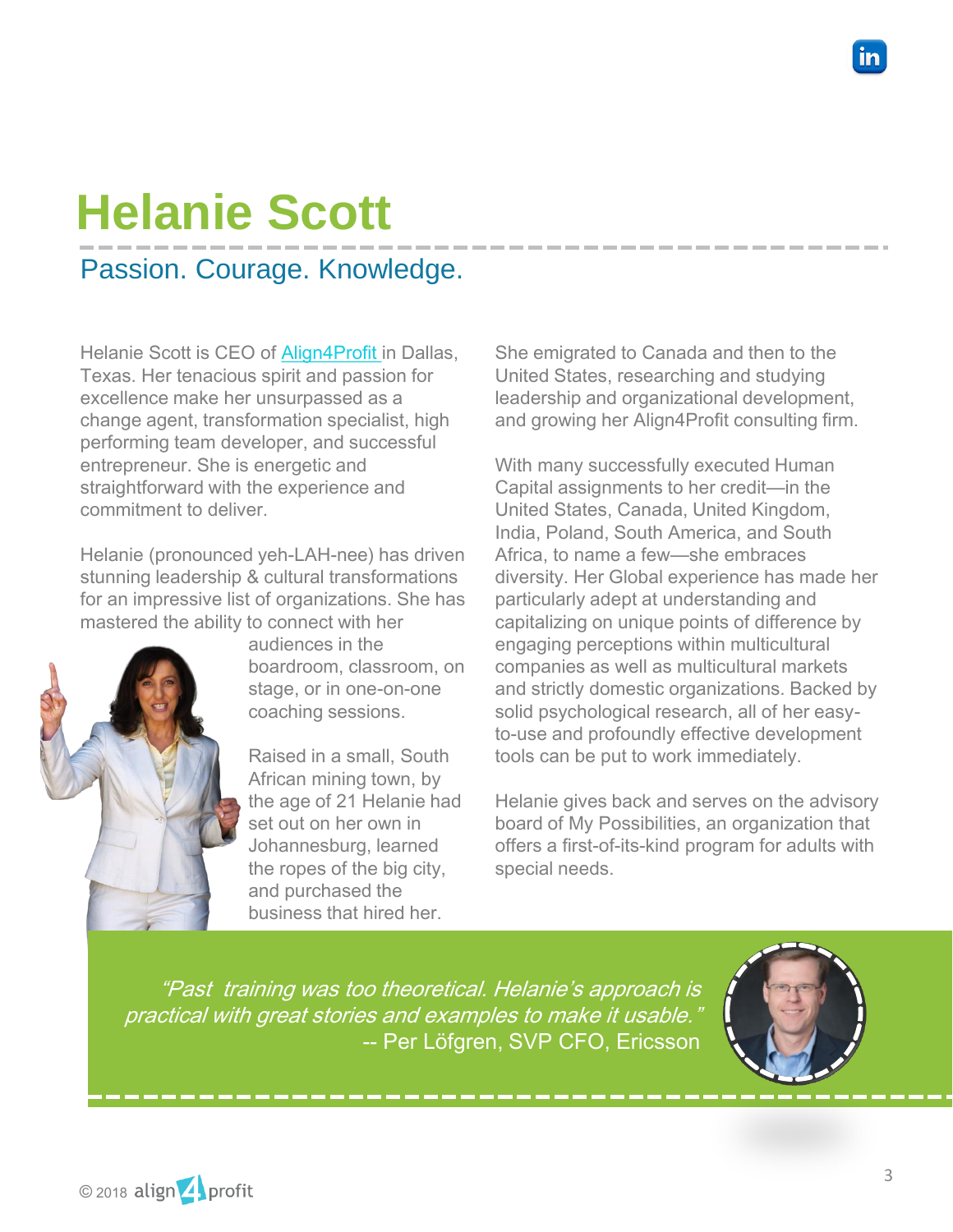# Helanie Scott

## Passion. Courage. Knowledge.

Helanie Scott is CEO of [Align4Profit](#) in Dallas, Texas. Her tenacious spirit and passion for excellence make her unsurpassed as a change agent, transformation specialist, high performing team developer, and successful entrepreneur. She is energetic and straightforward with the experience and commitment to deliver.

Helanie (pronounced yeh-LAH-nee) has driven stunning leadership & cultural transformations for an impressive list of organizations. She has mastered the ability to connect with her audiences in the boardroom, classroom, on stage, or in one-on-one coaching sessions.

Raised in a small, South African mining town, by the age of 21 Helanie had set out on her own in Johannesburg, learned the ropes of the big city, and purchased the business that hired her.

She emigrated to Canada and then to the United States, researching and studying leadership and organizational development, and growing her Align4Profit consulting firm.

With many successfully executed Human Capital assignments to her credit—in the United States, Canada, United Kingdom, India, Poland, South America, and South Africa, to name a few—she embraces diversity. Her Global experience has made her particularly adept at understanding and capitalizing on unique points of difference by engaging perceptions within multicultural companies as well as multicultural markets and strictly domestic organizations. Backed by solid psychological research, all of her easy-to-use and profoundly effective development tools can be put to work immediately.

Helanie gives back and serves on the advisory board of My Possibilities, an organization that offers a first-of-its-kind program for adults with special needs.

*"Past training was too theoretical. Helanie's approach is practical with great stories and examples to make it usable."*
-- Per Löfgren, SVP CFO, Ericsson

© 2018 align4profit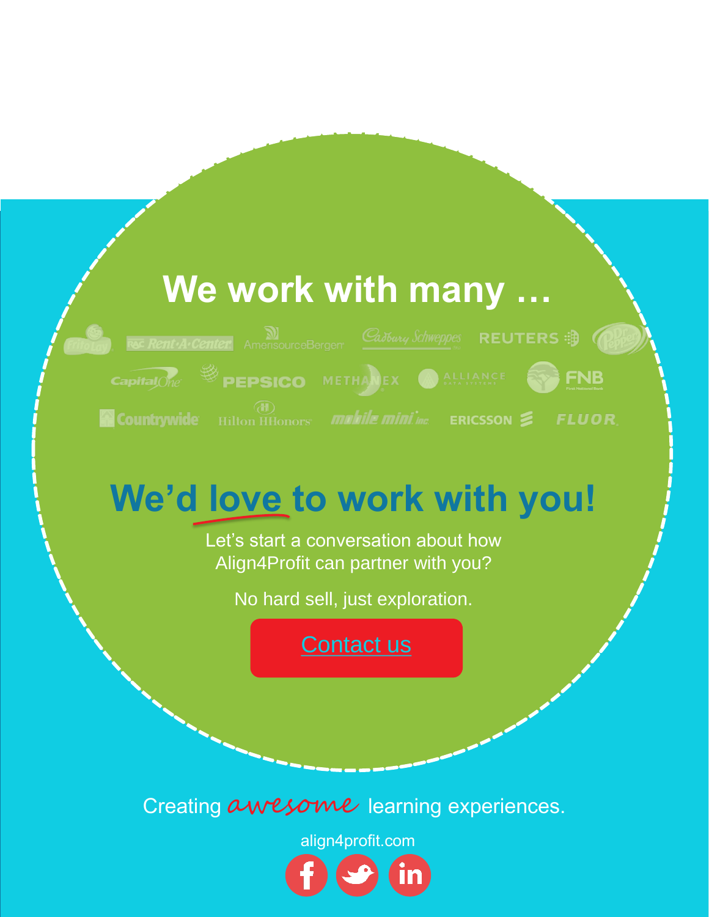## We work with many …

Frito Lay · Rent-A-Center · AmerisourceBergen · Cadbury Schweppes · REUTERS · Dr Pepper
Capital One · PEPSICO · METHANEX · ALLIANCE DATA SYSTEMS · FNB First National Bank
Countrywide · Hilton HHonors · mobile mini inc · ERICSSON · FLUOR

## We'd love to work with you!

Let's start a conversation about how
Align4Profit can partner with you?

No hard sell, just exploration.

Contact us

Creating *awesome* learning experiences.

align4profit.com